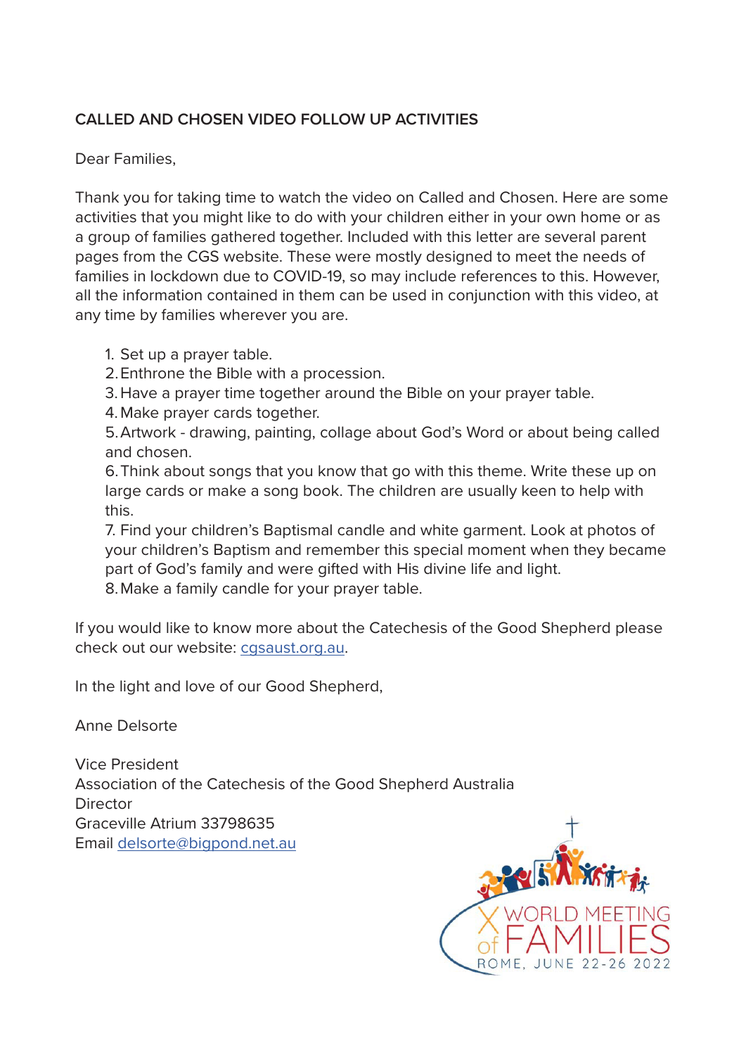**CALLED AND CHOSEN VIDEO FOLLOW UP ACTIVITIES**

Dear Families,

Thank you for taking time to watch the video on Called and Chosen. Here are some activities that you might like to do with your children either in your own home or as a group of families gathered together. Included with this letter are several parent pages from the CGS website. These were mostly designed to meet the needs of families in lockdown due to COVID-19, so may include references to this. However, all the information contained in them can be used in conjunction with this video, at any time by families wherever you are.

1. Set up a prayer table.
2. Enthrone the Bible with a procession.
3. Have a prayer time together around the Bible on your prayer table.
4. Make prayer cards together.
5. Artwork - drawing, painting, collage about God's Word or about being called and chosen.
6. Think about songs that you know that go with this theme. Write these up on large cards or make a song book. The children are usually keen to help with this.
7. Find your children's Baptismal candle and white garment. Look at photos of your children's Baptism and remember this special moment when they became part of God's family and were gifted with His divine life and light.
8. Make a family candle for your prayer table.

If you would like to know more about the Catechesis of the Good Shepherd please check out our website: [cgsaust.org.au](cgsaust.org.au).

In the light and love of our Good Shepherd,

Anne Delsorte

Vice President
Association of the Catechesis of the Good Shepherd Australia
Director
Graceville Atrium 33798635
Email [delsorte@bigpond.net.au](mailto:delsorte@bigpond.net.au)

X WORLD MEETING of FAMILIES
ROME, JUNE 22-26 2022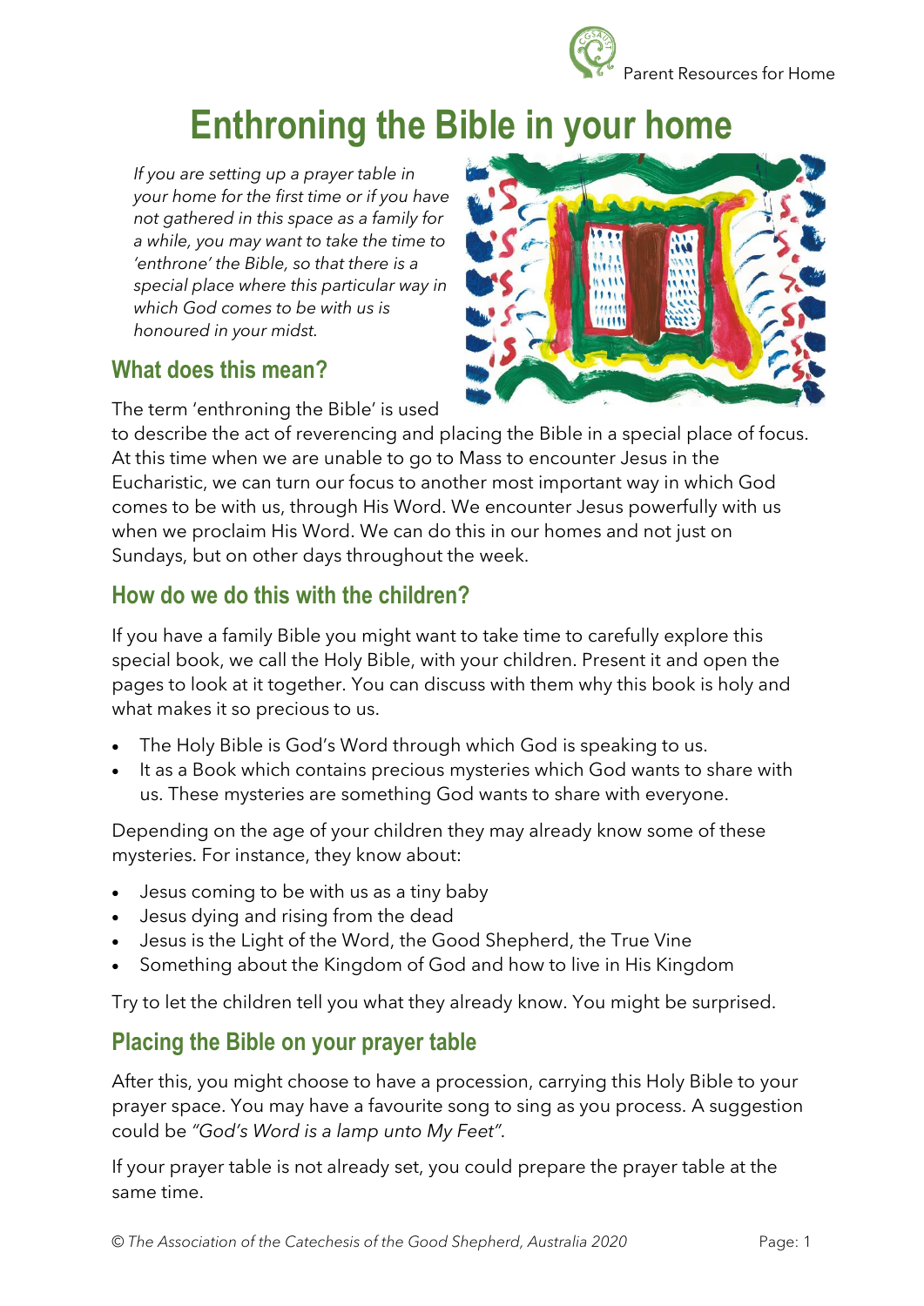# Enthroning the Bible in your home

*If you are setting up a prayer table in your home for the first time or if you have not gathered in this space as a family for a while, you may want to take the time to 'enthrone' the Bible, so that there is a special place where this particular way in which God comes to be with us is honoured in your midst.*

## What does this mean?

The term 'enthroning the Bible' is used to describe the act of reverencing and placing the Bible in a special place of focus. At this time when we are unable to go to Mass to encounter Jesus in the Eucharistic, we can turn our focus to another most important way in which God comes to be with us, through His Word. We encounter Jesus powerfully with us when we proclaim His Word. We can do this in our homes and not just on Sundays, but on other days throughout the week.

## How do we do this with the children?

If you have a family Bible you might want to take time to carefully explore this special book, we call the Holy Bible, with your children. Present it and open the pages to look at it together. You can discuss with them why this book is holy and what makes it so precious to us.

- The Holy Bible is God's Word through which God is speaking to us.
- It as a Book which contains precious mysteries which God wants to share with us. These mysteries are something God wants to share with everyone.

Depending on the age of your children they may already know some of these mysteries. For instance, they know about:

- Jesus coming to be with us as a tiny baby
- Jesus dying and rising from the dead
- Jesus is the Light of the Word, the Good Shepherd, the True Vine
- Something about the Kingdom of God and how to live in His Kingdom

Try to let the children tell you what they already know. You might be surprised.

## Placing the Bible on your prayer table

After this, you might choose to have a procession, carrying this Holy Bible to your prayer space. You may have a favourite song to sing as you process. A suggestion could be *"God's Word is a lamp unto My Feet"*.

If your prayer table is not already set, you could prepare the prayer table at the same time.

*© The Association of the Catechesis of the Good Shepherd, Australia 2020*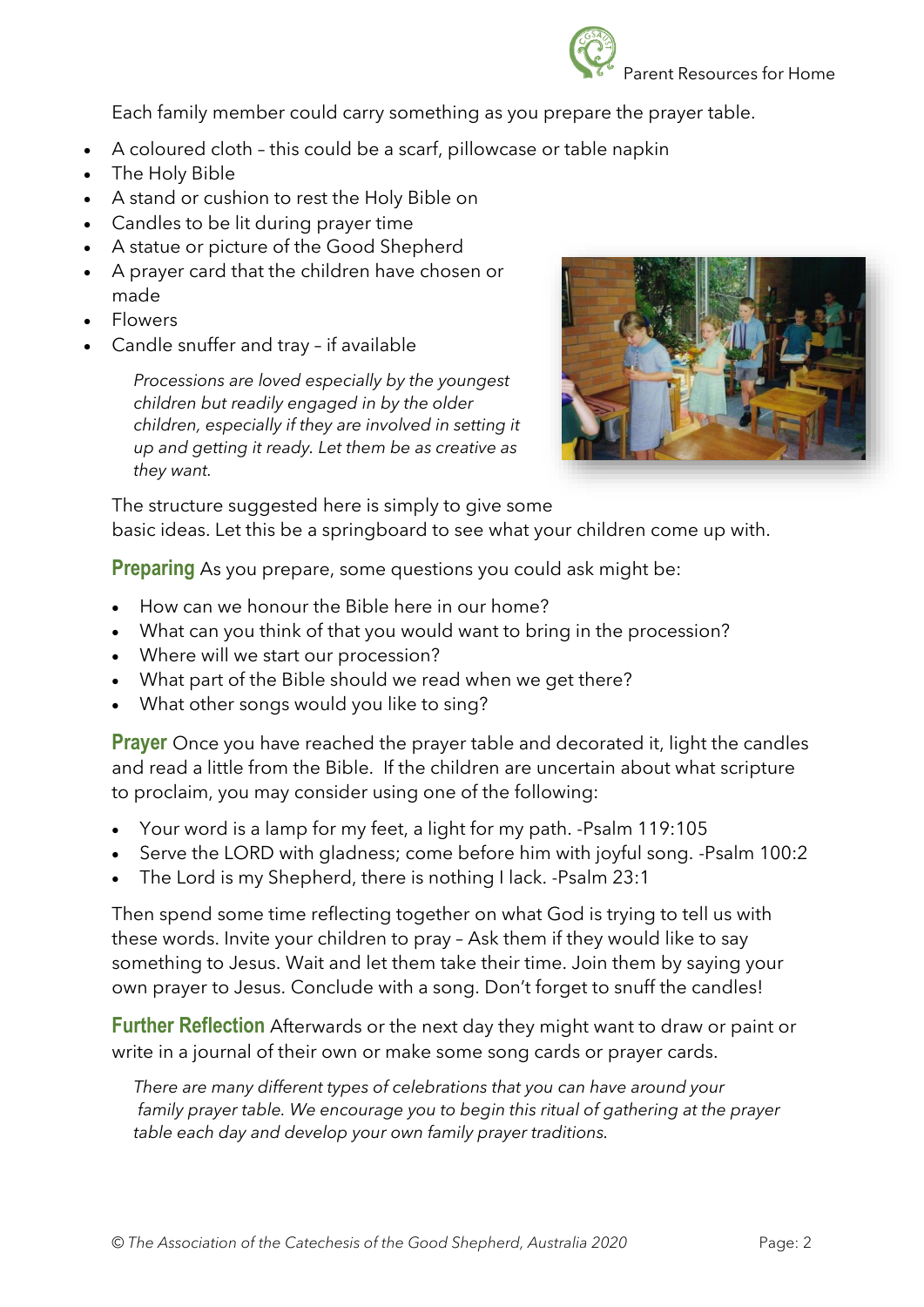Each family member could carry something as you prepare the prayer table.

- A coloured cloth – this could be a scarf, pillowcase or table napkin
- The Holy Bible
- A stand or cushion to rest the Holy Bible on
- Candles to be lit during prayer time
- A statue or picture of the Good Shepherd
- A prayer card that the children have chosen or made
- Flowers
- Candle snuffer and tray – if available

*Processions are loved especially by the youngest children but readily engaged in by the older children, especially if they are involved in setting it up and getting it ready. Let them be as creative as they want.*

The structure suggested here is simply to give some basic ideas. Let this be a springboard to see what your children come up with.

**Preparing** As you prepare, some questions you could ask might be:

- How can we honour the Bible here in our home?
- What can you think of that you would want to bring in the procession?
- Where will we start our procession?
- What part of the Bible should we read when we get there?
- What other songs would you like to sing?

**Prayer** Once you have reached the prayer table and decorated it, light the candles and read a little from the Bible. If the children are uncertain about what scripture to proclaim, you may consider using one of the following:

- Your word is a lamp for my feet, a light for my path. -Psalm 119:105
- Serve the LORD with gladness; come before him with joyful song. -Psalm 100:2
- The Lord is my Shepherd, there is nothing I lack. -Psalm 23:1

Then spend some time reflecting together on what God is trying to tell us with these words. Invite your children to pray – Ask them if they would like to say something to Jesus. Wait and let them take their time. Join them by saying your own prayer to Jesus. Conclude with a song. Don't forget to snuff the candles!

**Further Reflection** Afterwards or the next day they might want to draw or paint or write in a journal of their own or make some song cards or prayer cards.

*There are many different types of celebrations that you can have around your family prayer table. We encourage you to begin this ritual of gathering at the prayer table each day and develop your own family prayer traditions.*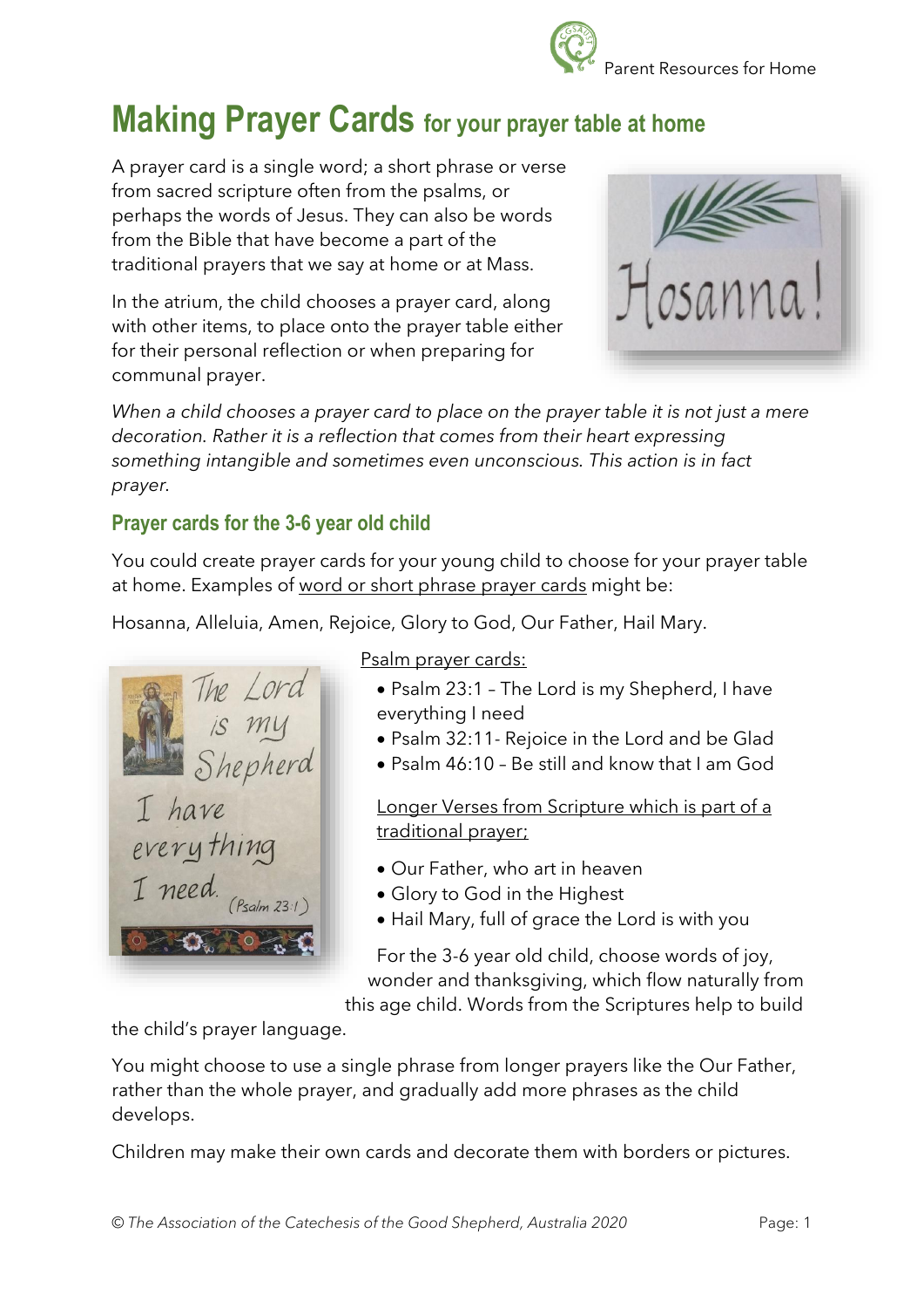# Making Prayer Cards for your prayer table at home

A prayer card is a single word; a short phrase or verse from sacred scripture often from the psalms, or perhaps the words of Jesus. They can also be words from the Bible that have become a part of the traditional prayers that we say at home or at Mass.

In the atrium, the child chooses a prayer card, along with other items, to place onto the prayer table either for their personal reflection or when preparing for communal prayer.

*When a child chooses a prayer card to place on the prayer table it is not just a mere decoration. Rather it is a reflection that comes from their heart expressing something intangible and sometimes even unconscious. This action is in fact prayer.*

## Prayer cards for the 3-6 year old child

You could create prayer cards for your young child to choose for your prayer table at home. Examples of word or short phrase prayer cards might be:

Hosanna, Alleluia, Amen, Rejoice, Glory to God, Our Father, Hail Mary.

Psalm prayer cards:

- Psalm 23:1 – The Lord is my Shepherd, I have everything I need
- Psalm 32:11- Rejoice in the Lord and be Glad
- Psalm 46:10 – Be still and know that I am God

Longer Verses from Scripture which is part of a traditional prayer;

- Our Father, who art in heaven
- Glory to God in the Highest
- Hail Mary, full of grace the Lord is with you

For the 3-6 year old child, choose words of joy, wonder and thanksgiving, which flow naturally from this age child. Words from the Scriptures help to build the child's prayer language.

You might choose to use a single phrase from longer prayers like the Our Father, rather than the whole prayer, and gradually add more phrases as the child develops.

Children may make their own cards and decorate them with borders or pictures.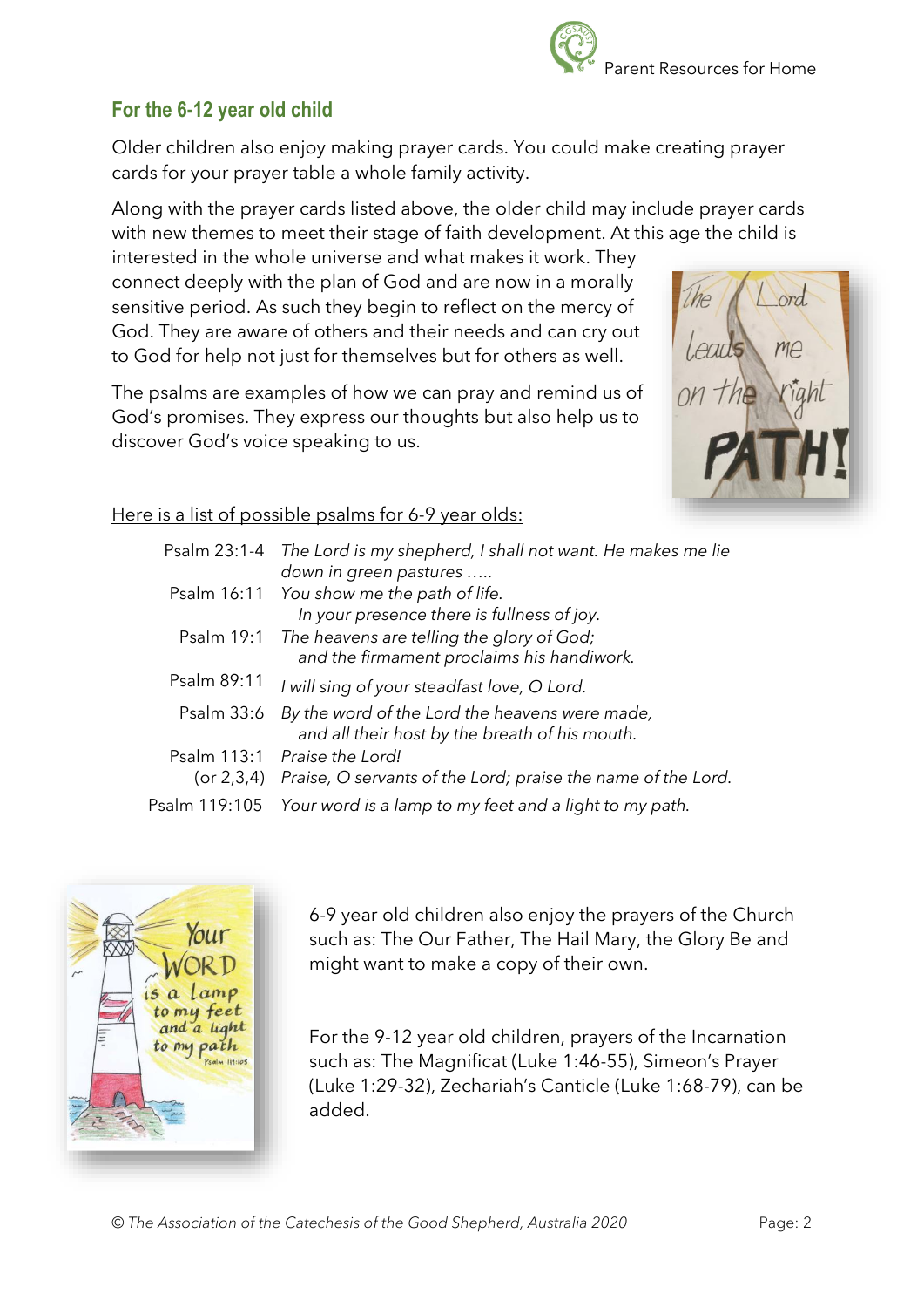## For the 6-12 year old child

Older children also enjoy making prayer cards. You could make creating prayer cards for your prayer table a whole family activity.

Along with the prayer cards listed above, the older child may include prayer cards with new themes to meet their stage of faith development. At this age the child is interested in the whole universe and what makes it work. They connect deeply with the plan of God and are now in a morally sensitive period. As such they begin to reflect on the mercy of God. They are aware of others and their needs and can cry out to God for help not just for themselves but for others as well.

The psalms are examples of how we can pray and remind us of God's promises. They express our thoughts but also help us to discover God's voice speaking to us.

Here is a list of possible psalms for 6-9 year olds:

| | |
|---|---|
| Psalm 23:1-4 | *The Lord is my shepherd, I shall not want. He makes me lie down in green pastures .....* |
| Psalm 16:11 | *You show me the path of life. In your presence there is fullness of joy.* |
| Psalm 19:1 | *The heavens are telling the glory of God; and the firmament proclaims his handiwork.* |
| Psalm 89:11 | *I will sing of your steadfast love, O Lord.* |
| Psalm 33:6 | *By the word of the Lord the heavens were made, and all their host by the breath of his mouth.* |
| Psalm 113:1 (or 2,3,4) | *Praise the Lord! Praise, O servants of the Lord; praise the name of the Lord.* |
| Psalm 119:105 | *Your word is a lamp to my feet and a light to my path.* |

6-9 year old children also enjoy the prayers of the Church such as: The Our Father, The Hail Mary, the Glory Be and might want to make a copy of their own.

For the 9-12 year old children, prayers of the Incarnation such as: The Magnificat (Luke 1:46-55), Simeon's Prayer (Luke 1:29-32), Zechariah's Canticle (Luke 1:68-79), can be added.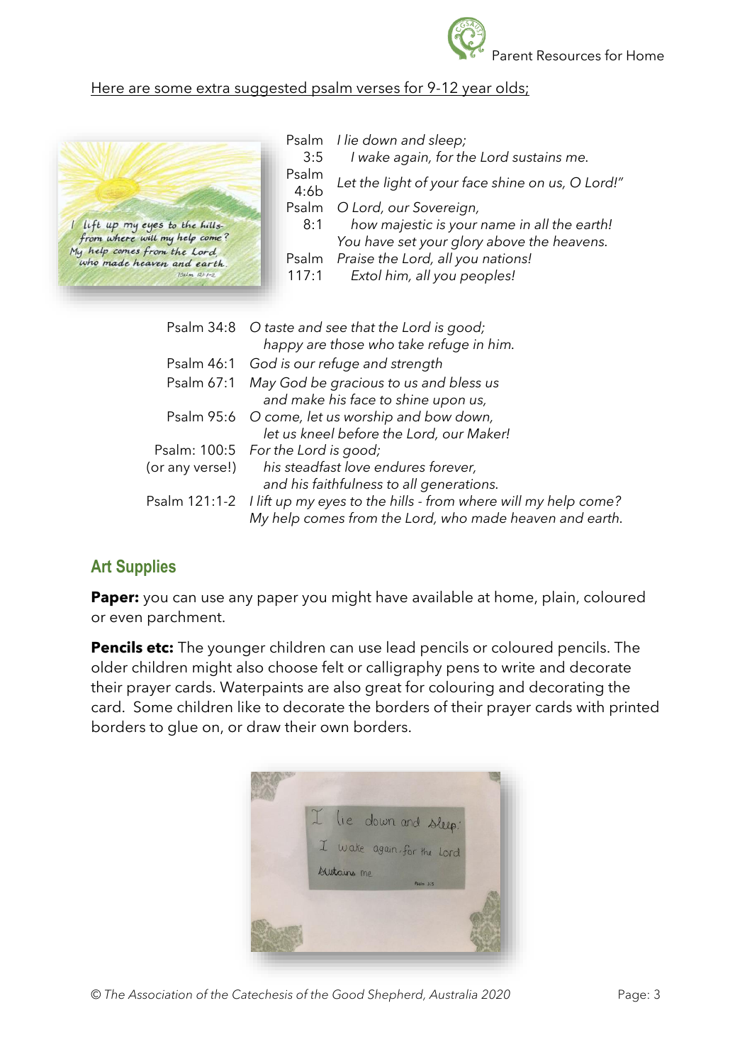Here are some extra suggested psalm verses for 9-12 year olds;

| | |
|---|---|
| Psalm 3:5 | *I lie down and sleep;* <br> *I wake again, for the Lord sustains me.* |
| Psalm 4:6b | *Let the light of your face shine on us, O Lord!"* |
| Psalm 8:1 | *O Lord, our Sovereign,* <br> *how majestic is your name in all the earth!* <br> *You have set your glory above the heavens.* |
| Psalm 117:1 | *Praise the Lord, all you nations!* <br> *Extol him, all you peoples!* |
| Psalm 34:8 | *O taste and see that the Lord is good;* <br> *happy are those who take refuge in him.* |
| Psalm 46:1 | *God is our refuge and strength* |
| Psalm 67:1 | *May God be gracious to us and bless us* <br> *and make his face to shine upon us,* |
| Psalm 95:6 | *O come, let us worship and bow down,* <br> *let us kneel before the Lord, our Maker!* |
| Psalm: 100:5 (or any verse!) | *For the Lord is good;* <br> *his steadfast love endures forever,* <br> *and his faithfulness to all generations.* |
| Psalm 121:1-2 | *I lift up my eyes to the hills - from where will my help come?* <br> *My help comes from the Lord, who made heaven and earth.* |

## Art Supplies

**Paper:** you can use any paper you might have available at home, plain, coloured or even parchment.

**Pencils etc:** The younger children can use lead pencils or coloured pencils. The older children might also choose felt or calligraphy pens to write and decorate their prayer cards. Waterpaints are also great for colouring and decorating the card. Some children like to decorate the borders of their prayer cards with printed borders to glue on, or draw their own borders.